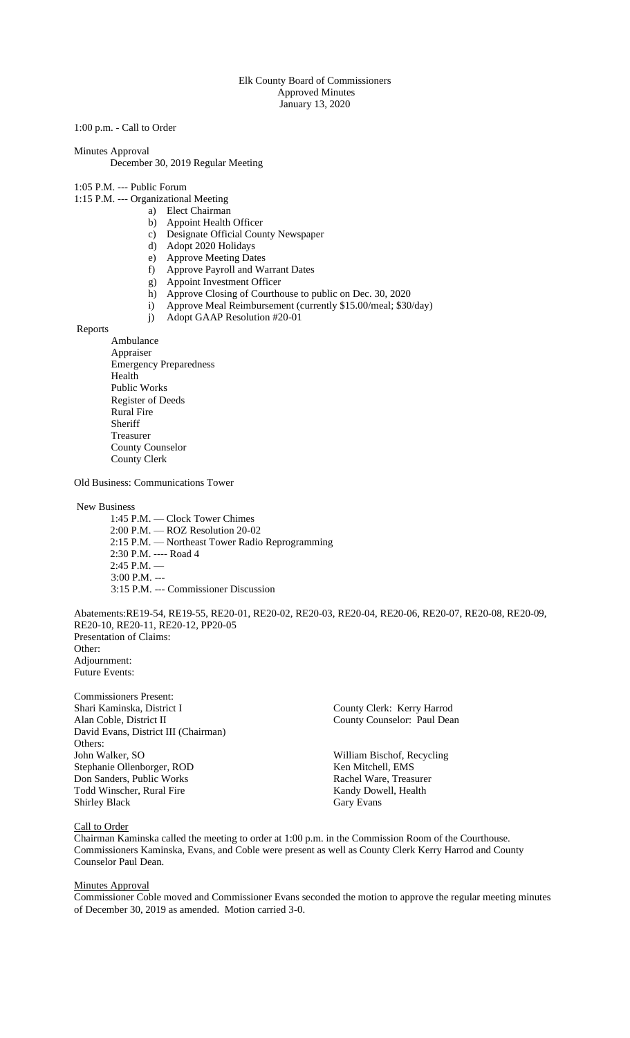Elk County Board of Commissioners
Approved Minutes
January 13, 2020

1:00 p.m. - Call to Order

Minutes Approval
December 30, 2019 Regular Meeting

1:05 P.M. --- Public Forum
1:15 P.M. --- Organizational Meeting

a) Elect Chairman
b) Appoint Health Officer
c) Designate Official County Newspaper
d) Adopt 2020 Holidays
e) Approve Meeting Dates
f) Approve Payroll and Warrant Dates
g) Appoint Investment Officer
h) Approve Closing of Courthouse to public on Dec. 30, 2020
i) Approve Meal Reimbursement (currently $15.00/meal; $30/day)
j) Adopt GAAP Resolution #20-01

Reports

- Ambulance
- Appraiser
- Emergency Preparedness
- Health
- Public Works
- Register of Deeds
- Rural Fire
- Sheriff
- Treasurer
- County Counselor
- County Clerk

Old Business: Communications Tower

New Business

- 1:45 P.M. — Clock Tower Chimes
- 2:00 P.M. — ROZ Resolution 20-02
- 2:15 P.M. — Northeast Tower Radio Reprogramming
- 2:30 P.M. ---- Road 4
- 2:45 P.M. —
- 3:00 P.M. ---
- 3:15 P.M. --- Commissioner Discussion

Abatements:RE19-54, RE19-55, RE20-01, RE20-02, RE20-03, RE20-04, RE20-06, RE20-07, RE20-08, RE20-09, RE20-10, RE20-11, RE20-12, PP20-05
Presentation of Claims:
Other:
Adjournment:
Future Events:

Commissioners Present:
Shari Kaminska, District I
Alan Coble, District II
David Evans, District III (Chairman)

County Clerk: Kerry Harrod
County Counselor: Paul Dean

Others:
John Walker, SO
Stephanie Ollenborger, ROD
Don Sanders, Public Works
Todd Winscher, Rural Fire
Shirley Black
William Bischof, Recycling
Ken Mitchell, EMS
Rachel Ware, Treasurer
Kandy Dowell, Health
Gary Evans

Call to Order
Chairman Kaminska called the meeting to order at 1:00 p.m. in the Commission Room of the Courthouse. Commissioners Kaminska, Evans, and Coble were present as well as County Clerk Kerry Harrod and County Counselor Paul Dean.

Minutes Approval
Commissioner Coble moved and Commissioner Evans seconded the motion to approve the regular meeting minutes of December 30, 2019 as amended. Motion carried 3-0.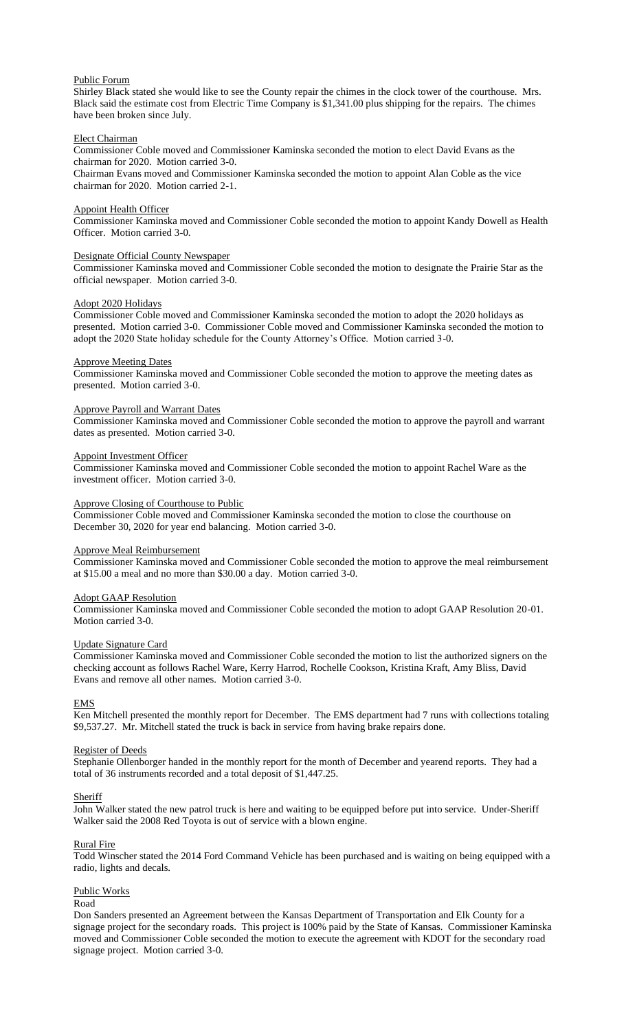Public Forum

Shirley Black stated she would like to see the County repair the chimes in the clock tower of the courthouse. Mrs. Black said the estimate cost from Electric Time Company is $1,341.00 plus shipping for the repairs. The chimes have been broken since July.

Elect Chairman

Commissioner Coble moved and Commissioner Kaminska seconded the motion to elect David Evans as the chairman for 2020. Motion carried 3-0.

Chairman Evans moved and Commissioner Kaminska seconded the motion to appoint Alan Coble as the vice chairman for 2020. Motion carried 2-1.

Appoint Health Officer

Commissioner Kaminska moved and Commissioner Coble seconded the motion to appoint Kandy Dowell as Health Officer. Motion carried 3-0.

Designate Official County Newspaper

Commissioner Kaminska moved and Commissioner Coble seconded the motion to designate the Prairie Star as the official newspaper. Motion carried 3-0.

Adopt 2020 Holidays

Commissioner Coble moved and Commissioner Kaminska seconded the motion to adopt the 2020 holidays as presented. Motion carried 3-0. Commissioner Coble moved and Commissioner Kaminska seconded the motion to adopt the 2020 State holiday schedule for the County Attorney's Office. Motion carried 3-0.

Approve Meeting Dates

Commissioner Kaminska moved and Commissioner Coble seconded the motion to approve the meeting dates as presented. Motion carried 3-0.

Approve Payroll and Warrant Dates

Commissioner Kaminska moved and Commissioner Coble seconded the motion to approve the payroll and warrant dates as presented. Motion carried 3-0.

Appoint Investment Officer

Commissioner Kaminska moved and Commissioner Coble seconded the motion to appoint Rachel Ware as the investment officer. Motion carried 3-0.

Approve Closing of Courthouse to Public

Commissioner Coble moved and Commissioner Kaminska seconded the motion to close the courthouse on December 30, 2020 for year end balancing. Motion carried 3-0.

Approve Meal Reimbursement

Commissioner Kaminska moved and Commissioner Coble seconded the motion to approve the meal reimbursement at $15.00 a meal and no more than $30.00 a day. Motion carried 3-0.

Adopt GAAP Resolution

Commissioner Kaminska moved and Commissioner Coble seconded the motion to adopt GAAP Resolution 20-01. Motion carried 3-0.

Update Signature Card

Commissioner Kaminska moved and Commissioner Coble seconded the motion to list the authorized signers on the checking account as follows Rachel Ware, Kerry Harrod, Rochelle Cookson, Kristina Kraft, Amy Bliss, David Evans and remove all other names. Motion carried 3-0.

EMS

Ken Mitchell presented the monthly report for December. The EMS department had 7 runs with collections totaling $9,537.27. Mr. Mitchell stated the truck is back in service from having brake repairs done.

Register of Deeds

Stephanie Ollenborger handed in the monthly report for the month of December and yearend reports. They had a total of 36 instruments recorded and a total deposit of $1,447.25.

Sheriff

John Walker stated the new patrol truck is here and waiting to be equipped before put into service. Under-Sheriff Walker said the 2008 Red Toyota is out of service with a blown engine.

Rural Fire

Todd Winscher stated the 2014 Ford Command Vehicle has been purchased and is waiting on being equipped with a radio, lights and decals.

Public Works

Road

Don Sanders presented an Agreement between the Kansas Department of Transportation and Elk County for a signage project for the secondary roads. This project is 100% paid by the State of Kansas. Commissioner Kaminska moved and Commissioner Coble seconded the motion to execute the agreement with KDOT for the secondary road signage project. Motion carried 3-0.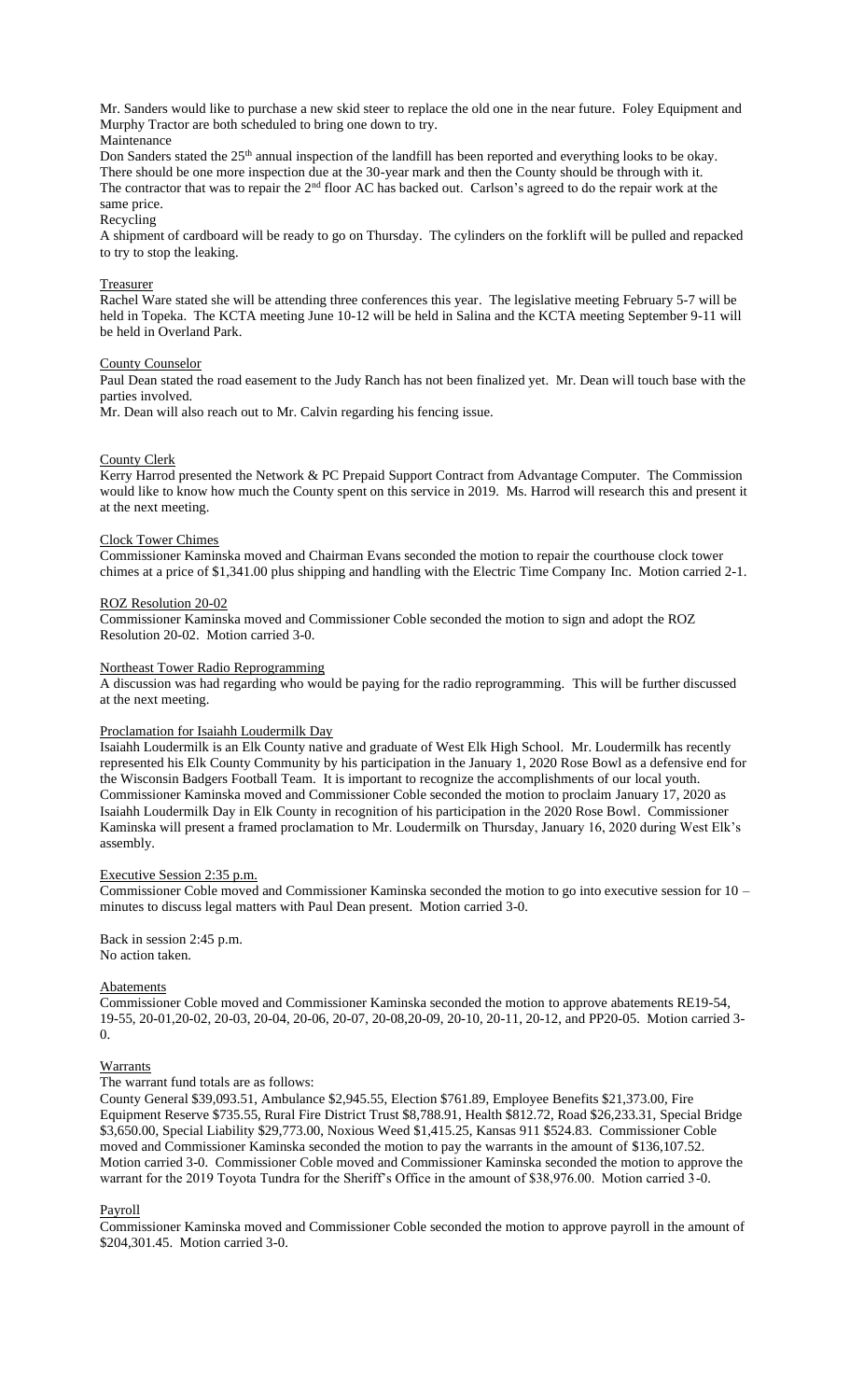Mr. Sanders would like to purchase a new skid steer to replace the old one in the near future. Foley Equipment and Murphy Tractor are both scheduled to bring one down to try.

Maintenance

Don Sanders stated the 25th annual inspection of the landfill has been reported and everything looks to be okay. There should be one more inspection due at the 30-year mark and then the County should be through with it. The contractor that was to repair the 2nd floor AC has backed out. Carlson's agreed to do the repair work at the same price.

Recycling

A shipment of cardboard will be ready to go on Thursday. The cylinders on the forklift will be pulled and repacked to try to stop the leaking.

## Treasurer

Rachel Ware stated she will be attending three conferences this year. The legislative meeting February 5-7 will be held in Topeka. The KCTA meeting June 10-12 will be held in Salina and the KCTA meeting September 9-11 will be held in Overland Park.

## County Counselor

Paul Dean stated the road easement to the Judy Ranch has not been finalized yet. Mr. Dean will touch base with the parties involved.

Mr. Dean will also reach out to Mr. Calvin regarding his fencing issue.

## County Clerk

Kerry Harrod presented the Network & PC Prepaid Support Contract from Advantage Computer. The Commission would like to know how much the County spent on this service in 2019. Ms. Harrod will research this and present it at the next meeting.

## Clock Tower Chimes

Commissioner Kaminska moved and Chairman Evans seconded the motion to repair the courthouse clock tower chimes at a price of $1,341.00 plus shipping and handling with the Electric Time Company Inc. Motion carried 2-1.

## ROZ Resolution 20-02

Commissioner Kaminska moved and Commissioner Coble seconded the motion to sign and adopt the ROZ Resolution 20-02. Motion carried 3-0.

## Northeast Tower Radio Reprogramming

A discussion was had regarding who would be paying for the radio reprogramming. This will be further discussed at the next meeting.

## Proclamation for Isaiahh Loudermilk Day

Isaiahh Loudermilk is an Elk County native and graduate of West Elk High School. Mr. Loudermilk has recently represented his Elk County Community by his participation in the January 1, 2020 Rose Bowl as a defensive end for the Wisconsin Badgers Football Team. It is important to recognize the accomplishments of our local youth. Commissioner Kaminska moved and Commissioner Coble seconded the motion to proclaim January 17, 2020 as Isaiahh Loudermilk Day in Elk County in recognition of his participation in the 2020 Rose Bowl. Commissioner Kaminska will present a framed proclamation to Mr. Loudermilk on Thursday, January 16, 2020 during West Elk's assembly.

## Executive Session 2:35 p.m.

Commissioner Coble moved and Commissioner Kaminska seconded the motion to go into executive session for 10 – minutes to discuss legal matters with Paul Dean present. Motion carried 3-0.

Back in session 2:45 p.m.
No action taken.

## Abatements

Commissioner Coble moved and Commissioner Kaminska seconded the motion to approve abatements RE19-54, 19-55, 20-01,20-02, 20-03, 20-04, 20-06, 20-07, 20-08,20-09, 20-10, 20-11, 20-12, and PP20-05. Motion carried 3-0.

## Warrants

The warrant fund totals are as follows:

County General $39,093.51, Ambulance $2,945.55, Election $761.89, Employee Benefits $21,373.00, Fire Equipment Reserve $735.55, Rural Fire District Trust $8,788.91, Health $812.72, Road $26,233.31, Special Bridge $3,650.00, Special Liability $29,773.00, Noxious Weed $1,415.25, Kansas 911 $524.83. Commissioner Coble moved and Commissioner Kaminska seconded the motion to pay the warrants in the amount of $136,107.52. Motion carried 3-0. Commissioner Coble moved and Commissioner Kaminska seconded the motion to approve the warrant for the 2019 Toyota Tundra for the Sheriff's Office in the amount of $38,976.00. Motion carried 3-0.

## Payroll

Commissioner Kaminska moved and Commissioner Coble seconded the motion to approve payroll in the amount of $204,301.45. Motion carried 3-0.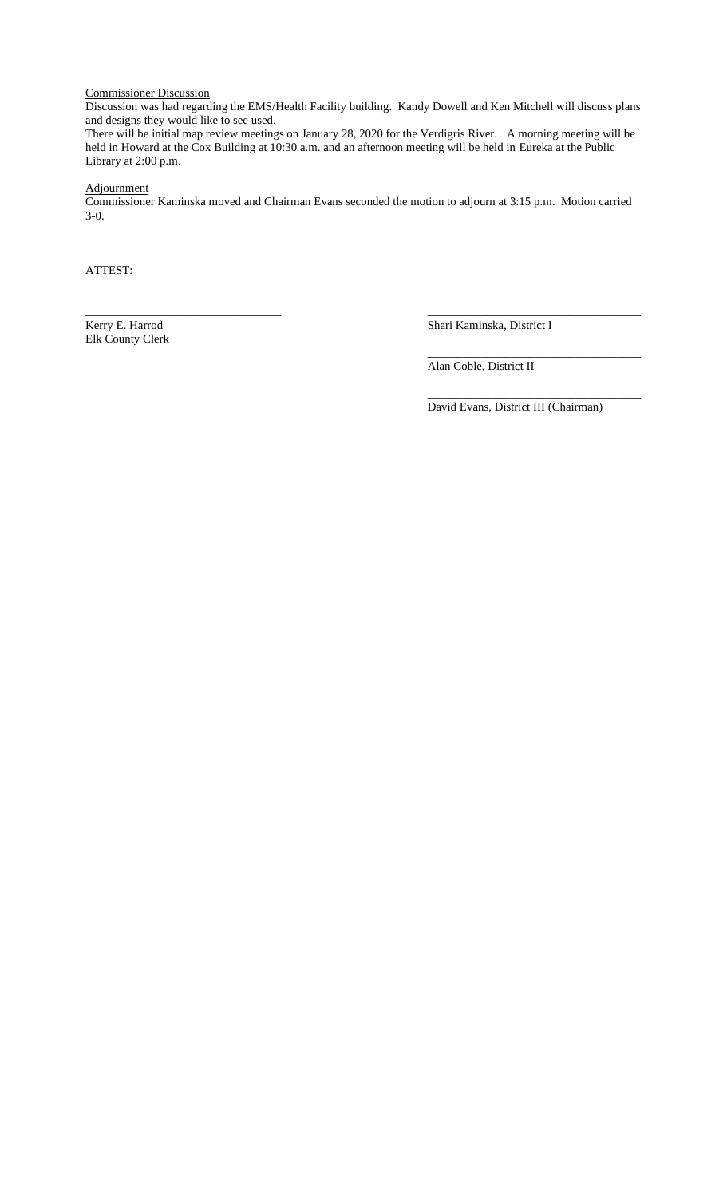Commissioner Discussion

Discussion was had regarding the EMS/Health Facility building. Kandy Dowell and Ken Mitchell will discuss plans and designs they would like to see used.

There will be initial map review meetings on January 28, 2020 for the Verdigris River. A morning meeting will be held in Howard at the Cox Building at 10:30 a.m. and an afternoon meeting will be held in Eureka at the Public Library at 2:00 p.m.

Adjournment

Commissioner Kaminska moved and Chairman Evans seconded the motion to adjourn at 3:15 p.m. Motion carried 3-0.

ATTEST:

\_\_\_\_\_\_\_\_\_\_\_\_\_\_\_\_\_\_\_\_\_\_\_\_\_\_\_\_\_\_\_\_
Kerry E. Harrod
Elk County Clerk

\_\_\_\_\_\_\_\_\_\_\_\_\_\_\_\_\_\_\_\_\_\_\_\_\_\_\_\_\_\_\_\_
Shari Kaminska, District I

\_\_\_\_\_\_\_\_\_\_\_\_\_\_\_\_\_\_\_\_\_\_\_\_\_\_\_\_\_\_\_\_
Alan Coble, District II

\_\_\_\_\_\_\_\_\_\_\_\_\_\_\_\_\_\_\_\_\_\_\_\_\_\_\_\_\_\_\_\_
David Evans, District III (Chairman)